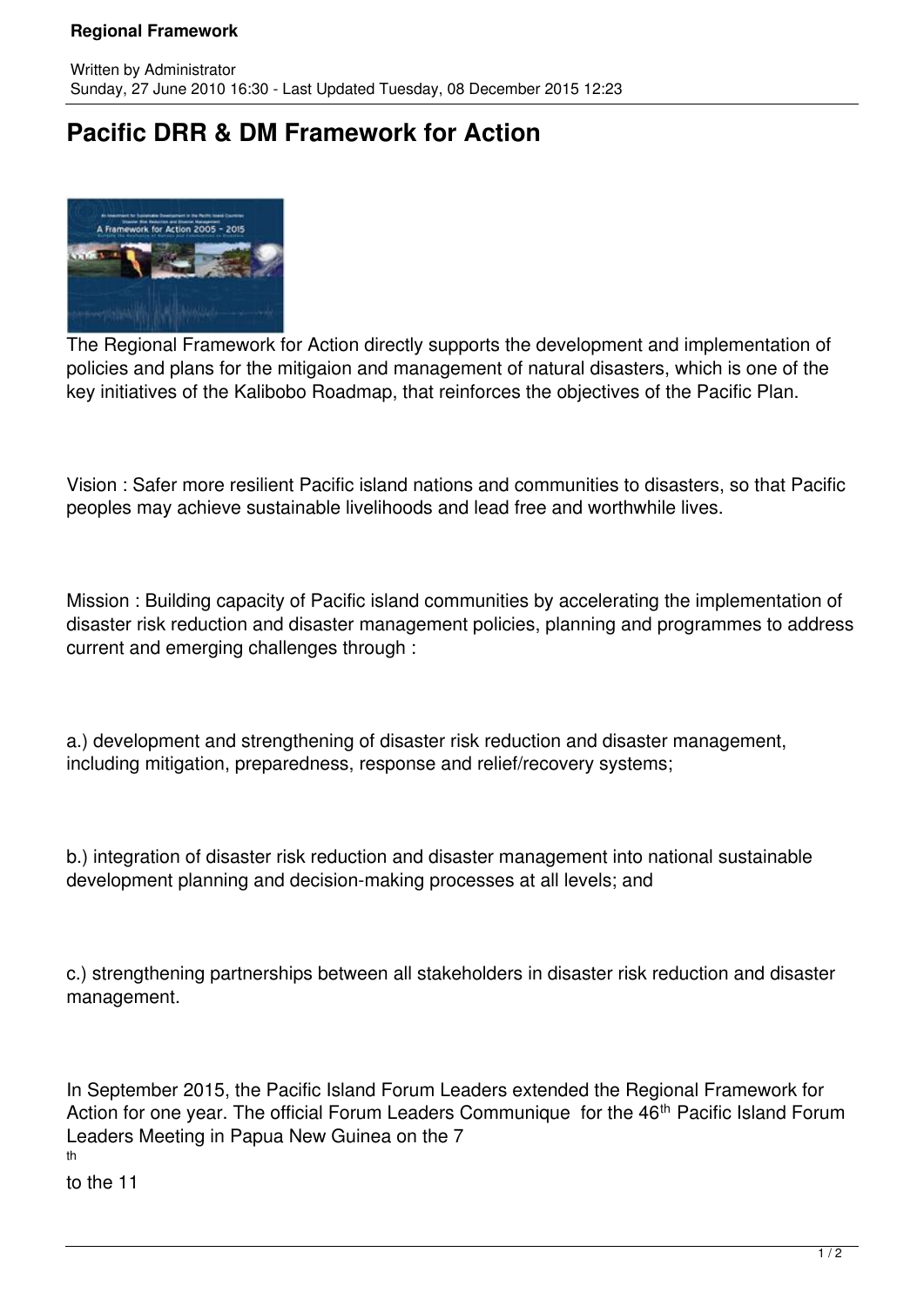Written by Administrator
Sunday, 27 June 2010 16:30 - Last Updated Tuesday, 08 December 2015 12:23

# Pacific DRR & DM Framework for Action

The Regional Framework for Action directly supports the development and implementation of policies and plans for the mitigaion and management of natural disasters, which is one of the key initiatives of the Kalibobo Roadmap, that reinforces the objectives of the Pacific Plan.

Vision : Safer more resilient Pacific island nations and communities to disasters, so that Pacific peoples may achieve sustainable livelihoods and lead free and worthwhile lives.

Mission : Building capacity of Pacific island communities by accelerating the implementation of disaster risk reduction and disaster management policies, planning and programmes to address current and emerging challenges through :

a.) development and strengthening of disaster risk reduction and disaster management, including mitigation, preparedness, response and relief/recovery systems;

b.) integration of disaster risk reduction and disaster management into national sustainable development planning and decision-making processes at all levels; and

c.) strengthening partnerships between all stakeholders in disaster risk reduction and disaster management.

In September 2015, the Pacific Island Forum Leaders extended the Regional Framework for Action for one year. The official Forum Leaders Communique for the 46th Pacific Island Forum Leaders Meeting in Papua New Guinea on the 7th to the 11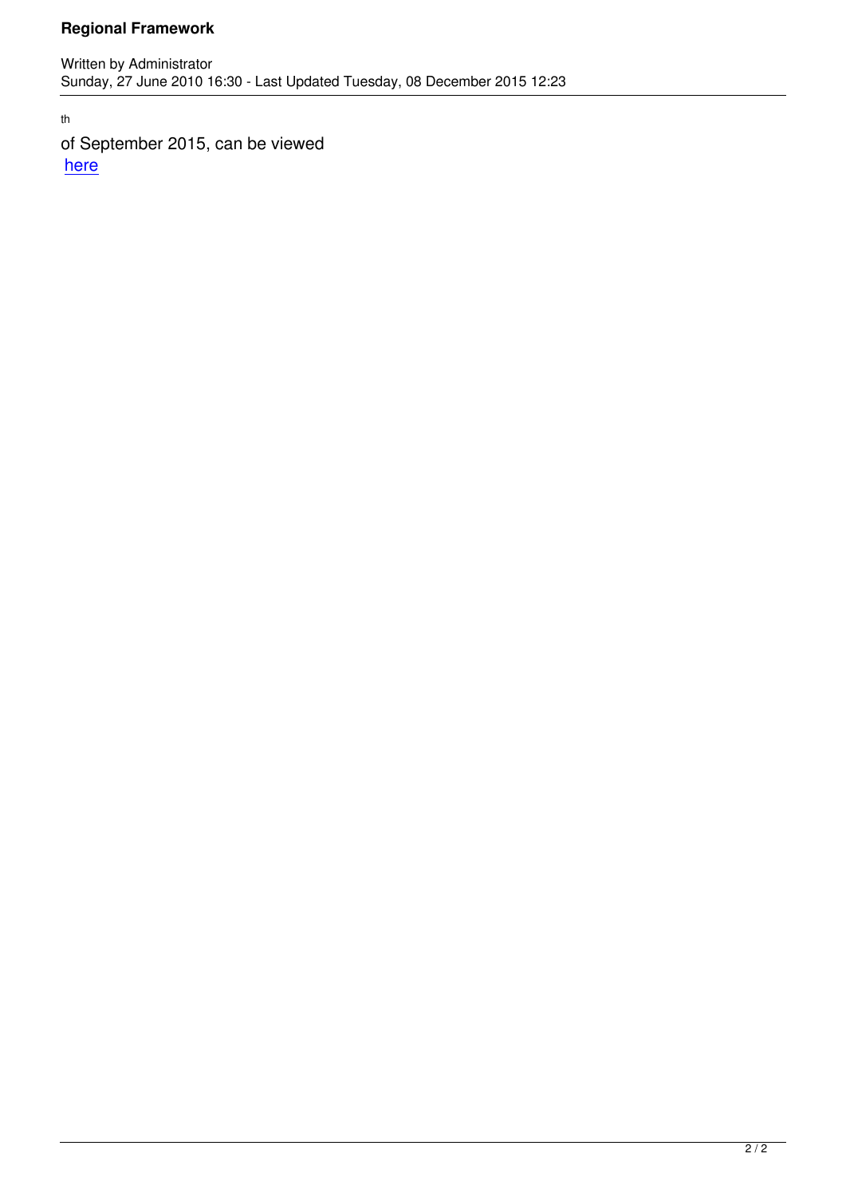th

of September 2015, can be viewed here